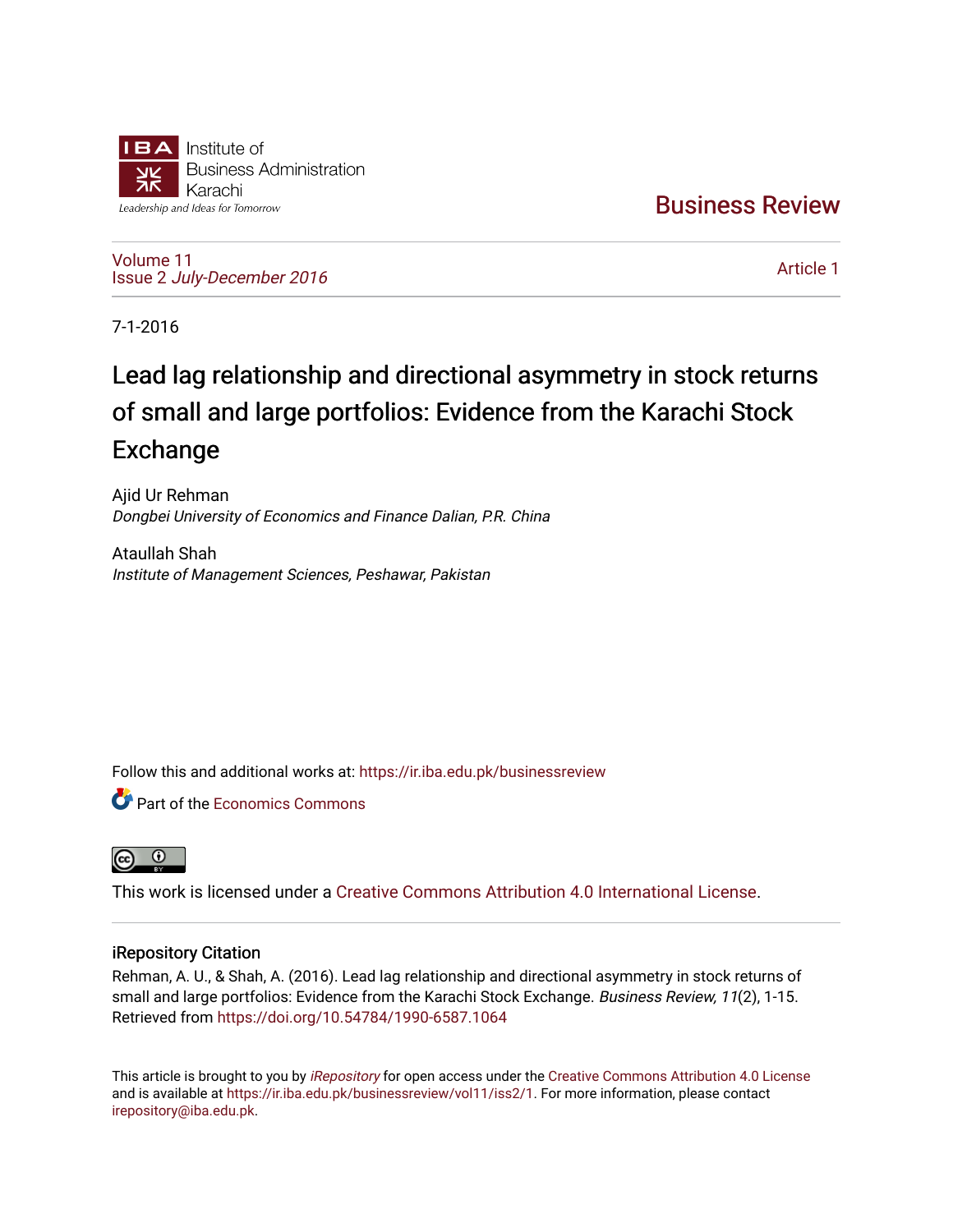Institute of Business Administration Karachi

Leadership and Ideas for Tomorrow

Business Review

Volume 11
Issue 2 *July-December 2016*

Article 1

7-1-2016

# Lead lag relationship and directional asymmetry in stock returns of small and large portfolios: Evidence from the Karachi Stock Exchange

Ajid Ur Rehman
*Dongbei University of Economics and Finance Dalian, P.R. China*

Ataullah Shah
*Institute of Management Sciences, Peshawar, Pakistan*

Follow this and additional works at: https://ir.iba.edu.pk/businessreview

Part of the Economics Commons

This work is licensed under a Creative Commons Attribution 4.0 International License.

## iRepository Citation

Rehman, A. U., & Shah, A. (2016). Lead lag relationship and directional asymmetry in stock returns of small and large portfolios: Evidence from the Karachi Stock Exchange. *Business Review, 11*(2), 1-15. Retrieved from https://doi.org/10.54784/1990-6587.1064

This article is brought to you by *iRepository* for open access under the Creative Commons Attribution 4.0 License and is available at https://ir.iba.edu.pk/businessreview/vol11/iss2/1. For more information, please contact irepository@iba.edu.pk.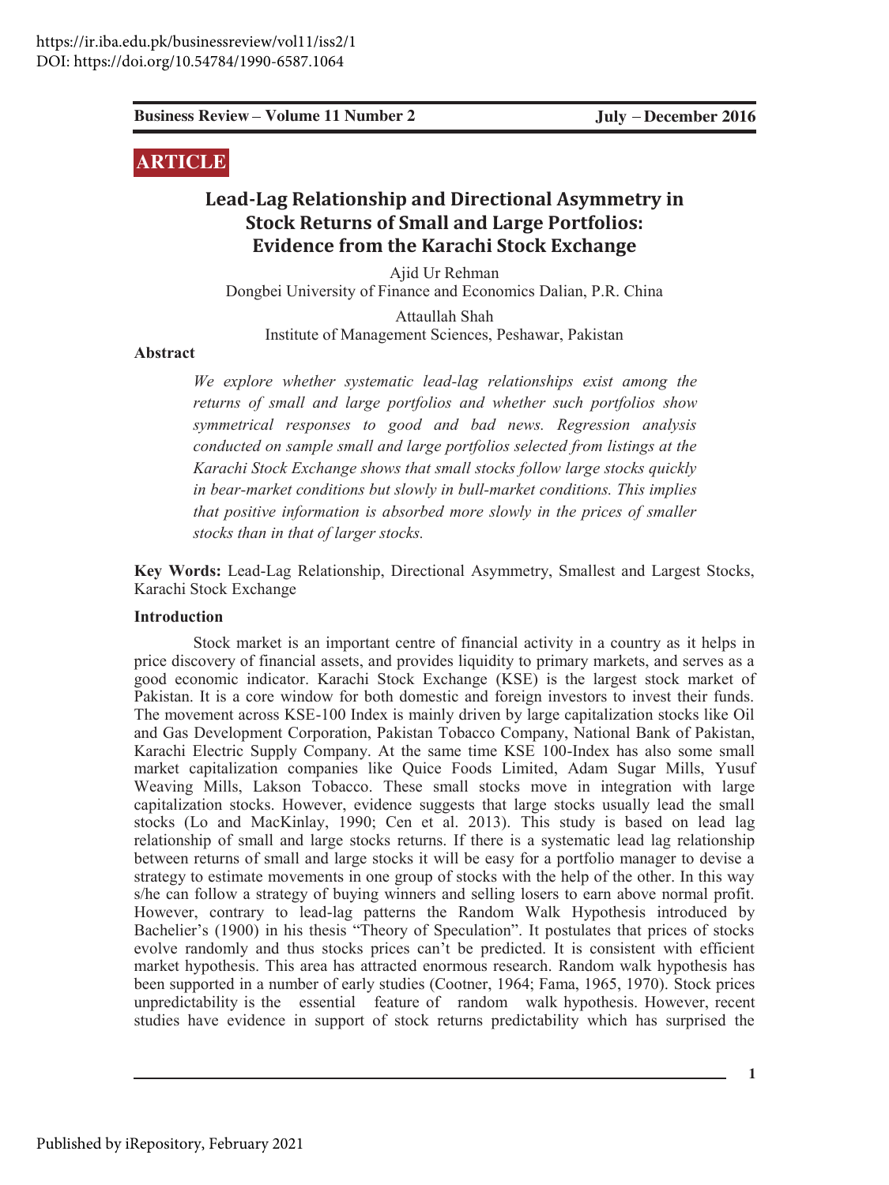https://ir.iba.edu.pk/businessreview/vol11/iss2/1
DOI: https://doi.org/10.54784/1990-6587.1064

**ARTICLE**

# Lead-Lag Relationship and Directional Asymmetry in Stock Returns of Small and Large Portfolios: Evidence from the Karachi Stock Exchange

Ajid Ur Rehman
Dongbei University of Finance and Economics Dalian, P.R. China

Attaullah Shah
Institute of Management Sciences, Peshawar, Pakistan

## Abstract

*We explore whether systematic lead-lag relationships exist among the returns of small and large portfolios and whether such portfolios show symmetrical responses to good and bad news. Regression analysis conducted on sample small and large portfolios selected from listings at the Karachi Stock Exchange shows that small stocks follow large stocks quickly in bear-market conditions but slowly in bull-market conditions. This implies that positive information is absorbed more slowly in the prices of smaller stocks than in that of larger stocks.*

**Key Words:** Lead-Lag Relationship, Directional Asymmetry, Smallest and Largest Stocks, Karachi Stock Exchange

## Introduction

Stock market is an important centre of financial activity in a country as it helps in price discovery of financial assets, and provides liquidity to primary markets, and serves as a good economic indicator. Karachi Stock Exchange (KSE) is the largest stock market of Pakistan. It is a core window for both domestic and foreign investors to invest their funds. The movement across KSE-100 Index is mainly driven by large capitalization stocks like Oil and Gas Development Corporation, Pakistan Tobacco Company, National Bank of Pakistan, Karachi Electric Supply Company. At the same time KSE 100-Index has also some small market capitalization companies like Quice Foods Limited, Adam Sugar Mills, Yusuf Weaving Mills, Lakson Tobacco. These small stocks move in integration with large capitalization stocks. However, evidence suggests that large stocks usually lead the small stocks (Lo and MacKinlay, 1990; Cen et al. 2013). This study is based on lead lag relationship of small and large stocks returns. If there is a systematic lead lag relationship between returns of small and large stocks it will be easy for a portfolio manager to devise a strategy to estimate movements in one group of stocks with the help of the other. In this way s/he can follow a strategy of buying winners and selling losers to earn above normal profit. However, contrary to lead-lag patterns the Random Walk Hypothesis introduced by Bachelier's (1900) in his thesis "Theory of Speculation". It postulates that prices of stocks evolve randomly and thus stocks prices can't be predicted. It is consistent with efficient market hypothesis. This area has attracted enormous research. Random walk hypothesis has been supported in a number of early studies (Cootner, 1964; Fama, 1965, 1970). Stock prices unpredictability is the essential feature of random walk hypothesis. However, recent studies have evidence in support of stock returns predictability which has surprised the

Published by iRepository, February 2021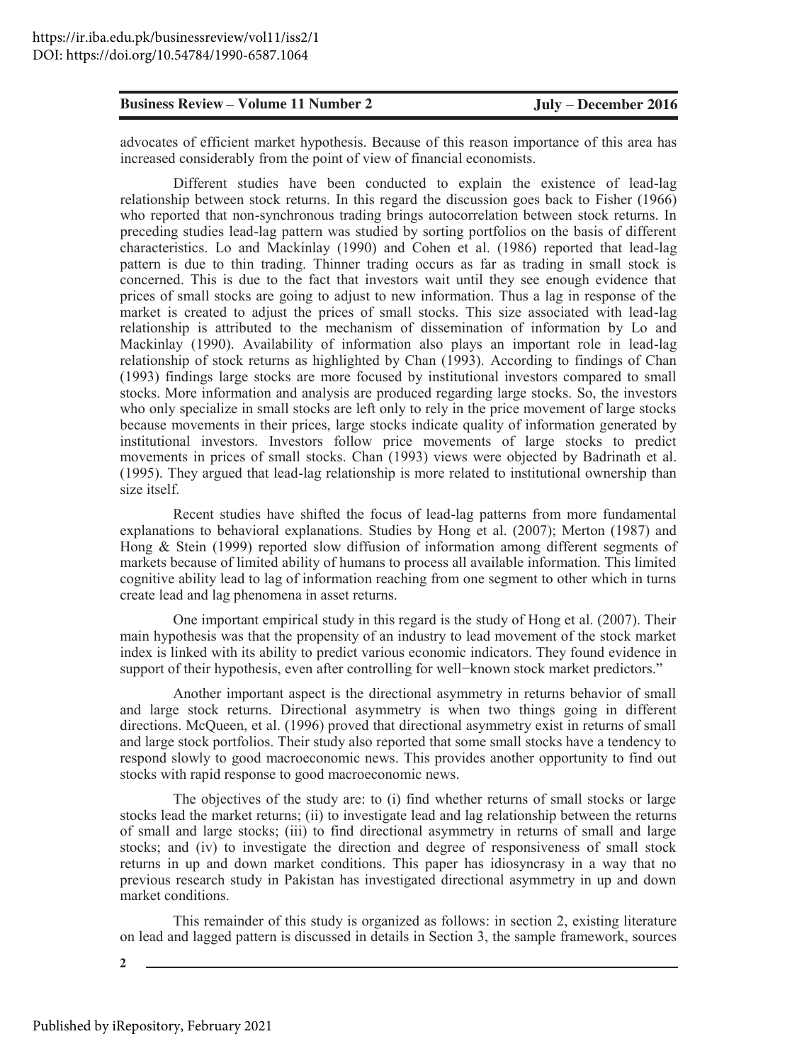advocates of efficient market hypothesis. Because of this reason importance of this area has increased considerably from the point of view of financial economists.

Different studies have been conducted to explain the existence of lead-lag relationship between stock returns. In this regard the discussion goes back to Fisher (1966) who reported that non-synchronous trading brings autocorrelation between stock returns. In preceding studies lead-lag pattern was studied by sorting portfolios on the basis of different characteristics. Lo and Mackinlay (1990) and Cohen et al. (1986) reported that lead-lag pattern is due to thin trading. Thinner trading occurs as far as trading in small stock is concerned. This is due to the fact that investors wait until they see enough evidence that prices of small stocks are going to adjust to new information. Thus a lag in response of the market is created to adjust the prices of small stocks. This size associated with lead-lag relationship is attributed to the mechanism of dissemination of information by Lo and Mackinlay (1990). Availability of information also plays an important role in lead-lag relationship of stock returns as highlighted by Chan (1993). According to findings of Chan (1993) findings large stocks are more focused by institutional investors compared to small stocks. More information and analysis are produced regarding large stocks. So, the investors who only specialize in small stocks are left only to rely in the price movement of large stocks because movements in their prices, large stocks indicate quality of information generated by institutional investors. Investors follow price movements of large stocks to predict movements in prices of small stocks. Chan (1993) views were objected by Badrinath et al. (1995). They argued that lead-lag relationship is more related to institutional ownership than size itself.

Recent studies have shifted the focus of lead-lag patterns from more fundamental explanations to behavioral explanations. Studies by Hong et al. (2007); Merton (1987) and Hong & Stein (1999) reported slow diffusion of information among different segments of markets because of limited ability of humans to process all available information. This limited cognitive ability lead to lag of information reaching from one segment to other which in turns create lead and lag phenomena in asset returns.

One important empirical study in this regard is the study of Hong et al. (2007). Their main hypothesis was that the propensity of an industry to lead movement of the stock market index is linked with its ability to predict various economic indicators. They found evidence in support of their hypothesis, even after controlling for well−known stock market predictors."

Another important aspect is the directional asymmetry in returns behavior of small and large stock returns. Directional asymmetry is when two things going in different directions. McQueen, et al. (1996) proved that directional asymmetry exist in returns of small and large stock portfolios. Their study also reported that some small stocks have a tendency to respond slowly to good macroeconomic news. This provides another opportunity to find out stocks with rapid response to good macroeconomic news.

The objectives of the study are: to (i) find whether returns of small stocks or large stocks lead the market returns; (ii) to investigate lead and lag relationship between the returns of small and large stocks; (iii) to find directional asymmetry in returns of small and large stocks; and (iv) to investigate the direction and degree of responsiveness of small stock returns in up and down market conditions. This paper has idiosyncrasy in a way that no previous research study in Pakistan has investigated directional asymmetry in up and down market conditions.

This remainder of this study is organized as follows: in section 2, existing literature on lead and lagged pattern is discussed in details in Section 3, the sample framework, sources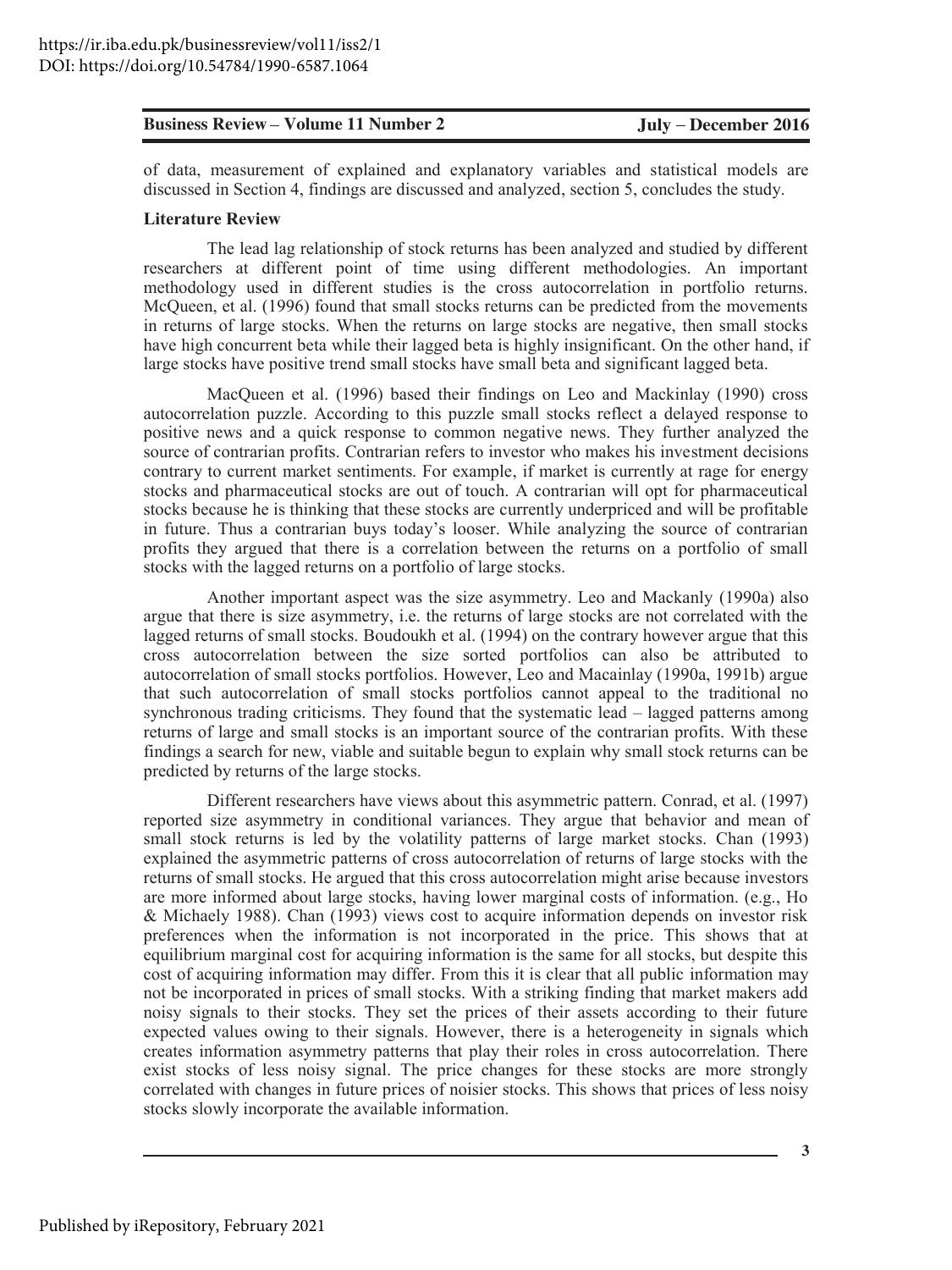of data, measurement of explained and explanatory variables and statistical models are discussed in Section 4, findings are discussed and analyzed, section 5, concludes the study.

## Literature Review

The lead lag relationship of stock returns has been analyzed and studied by different researchers at different point of time using different methodologies. An important methodology used in different studies is the cross autocorrelation in portfolio returns. McQueen, et al. (1996) found that small stocks returns can be predicted from the movements in returns of large stocks. When the returns on large stocks are negative, then small stocks have high concurrent beta while their lagged beta is highly insignificant. On the other hand, if large stocks have positive trend small stocks have small beta and significant lagged beta.

MacQueen et al. (1996) based their findings on Leo and Mackinlay (1990) cross autocorrelation puzzle. According to this puzzle small stocks reflect a delayed response to positive news and a quick response to common negative news. They further analyzed the source of contrarian profits. Contrarian refers to investor who makes his investment decisions contrary to current market sentiments. For example, if market is currently at rage for energy stocks and pharmaceutical stocks are out of touch. A contrarian will opt for pharmaceutical stocks because he is thinking that these stocks are currently underpriced and will be profitable in future. Thus a contrarian buys today's looser. While analyzing the source of contrarian profits they argued that there is a correlation between the returns on a portfolio of small stocks with the lagged returns on a portfolio of large stocks.

Another important aspect was the size asymmetry. Leo and Mackanly (1990a) also argue that there is size asymmetry, i.e. the returns of large stocks are not correlated with the lagged returns of small stocks. Boudoukh et al. (1994) on the contrary however argue that this cross autocorrelation between the size sorted portfolios can also be attributed to autocorrelation of small stocks portfolios. However, Leo and Macainlay (1990a, 1991b) argue that such autocorrelation of small stocks portfolios cannot appeal to the traditional no synchronous trading criticisms. They found that the systematic lead – lagged patterns among returns of large and small stocks is an important source of the contrarian profits. With these findings a search for new, viable and suitable begun to explain why small stock returns can be predicted by returns of the large stocks.

Different researchers have views about this asymmetric pattern. Conrad, et al. (1997) reported size asymmetry in conditional variances. They argue that behavior and mean of small stock returns is led by the volatility patterns of large market stocks. Chan (1993) explained the asymmetric patterns of cross autocorrelation of returns of large stocks with the returns of small stocks. He argued that this cross autocorrelation might arise because investors are more informed about large stocks, having lower marginal costs of information. (e.g., Ho & Michaely 1988). Chan (1993) views cost to acquire information depends on investor risk preferences when the information is not incorporated in the price. This shows that at equilibrium marginal cost for acquiring information is the same for all stocks, but despite this cost of acquiring information may differ. From this it is clear that all public information may not be incorporated in prices of small stocks. With a striking finding that market makers add noisy signals to their stocks. They set the prices of their assets according to their future expected values owing to their signals. However, there is a heterogeneity in signals which creates information asymmetry patterns that play their roles in cross autocorrelation. There exist stocks of less noisy signal. The price changes for these stocks are more strongly correlated with changes in future prices of noisier stocks. This shows that prices of less noisy stocks slowly incorporate the available information.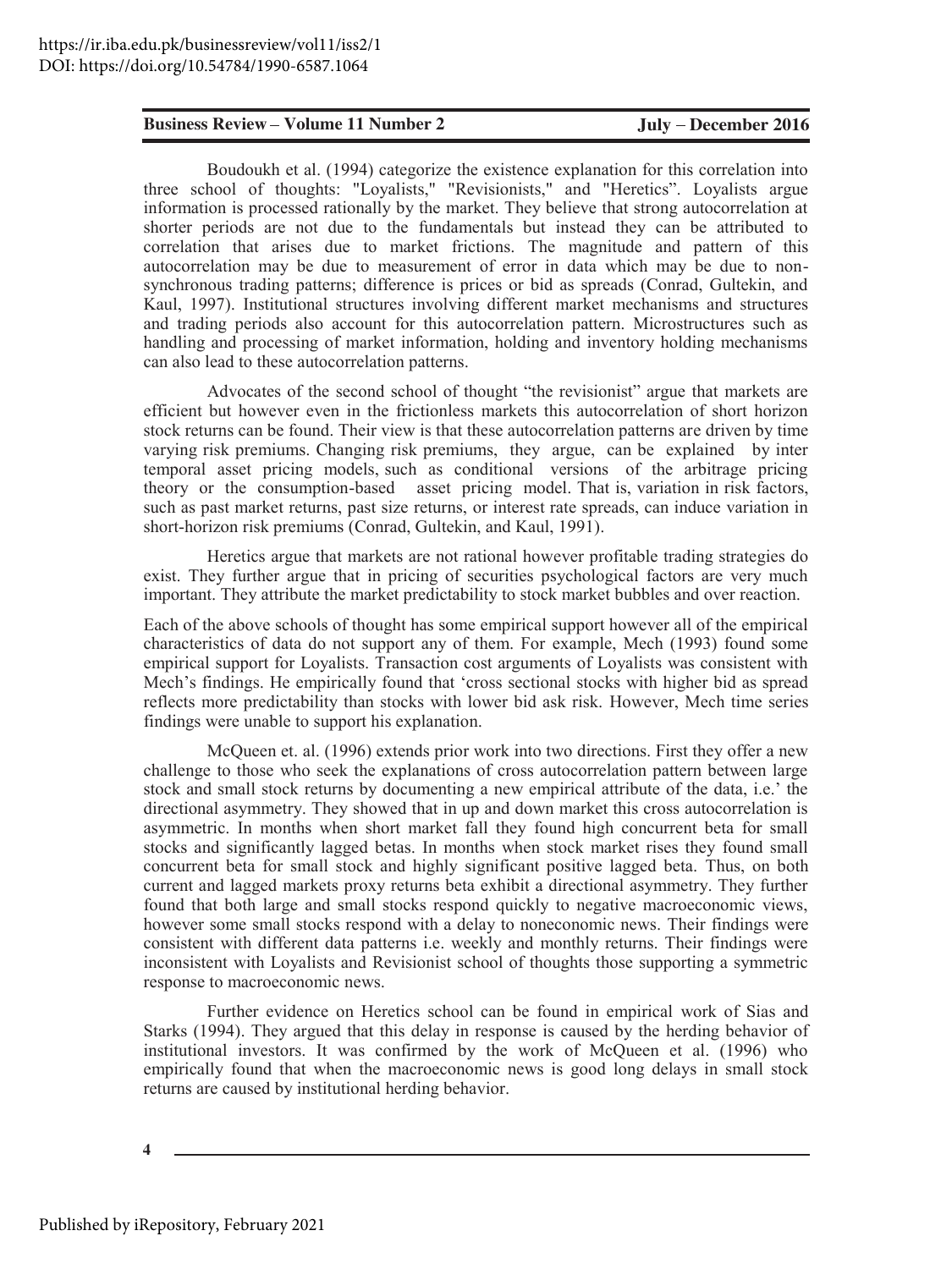Boudoukh et al. (1994) categorize the existence explanation for this correlation into three school of thoughts: "Loyalists," "Revisionists," and "Heretics". Loyalists argue information is processed rationally by the market. They believe that strong autocorrelation at shorter periods are not due to the fundamentals but instead they can be attributed to correlation that arises due to market frictions. The magnitude and pattern of this autocorrelation may be due to measurement of error in data which may be due to non-synchronous trading patterns; difference is prices or bid as spreads (Conrad, Gultekin, and Kaul, 1997). Institutional structures involving different market mechanisms and structures and trading periods also account for this autocorrelation pattern. Microstructures such as handling and processing of market information, holding and inventory holding mechanisms can also lead to these autocorrelation patterns.

Advocates of the second school of thought "the revisionist" argue that markets are efficient but however even in the frictionless markets this autocorrelation of short horizon stock returns can be found. Their view is that these autocorrelation patterns are driven by time varying risk premiums. Changing risk premiums, they argue, can be explained by inter temporal asset pricing models, such as conditional versions of the arbitrage pricing theory or the consumption-based asset pricing model. That is, variation in risk factors, such as past market returns, past size returns, or interest rate spreads, can induce variation in short-horizon risk premiums (Conrad, Gultekin, and Kaul, 1991).

Heretics argue that markets are not rational however profitable trading strategies do exist. They further argue that in pricing of securities psychological factors are very much important. They attribute the market predictability to stock market bubbles and over reaction.

Each of the above schools of thought has some empirical support however all of the empirical characteristics of data do not support any of them. For example, Mech (1993) found some empirical support for Loyalists. Transaction cost arguments of Loyalists was consistent with Mech's findings. He empirically found that 'cross sectional stocks with higher bid as spread reflects more predictability than stocks with lower bid ask risk. However, Mech time series findings were unable to support his explanation.

McQueen et. al. (1996) extends prior work into two directions. First they offer a new challenge to those who seek the explanations of cross autocorrelation pattern between large stock and small stock returns by documenting a new empirical attribute of the data, i.e.' the directional asymmetry. They showed that in up and down market this cross autocorrelation is asymmetric. In months when short market fall they found high concurrent beta for small stocks and significantly lagged betas. In months when stock market rises they found small concurrent beta for small stock and highly significant positive lagged beta. Thus, on both current and lagged markets proxy returns beta exhibit a directional asymmetry. They further found that both large and small stocks respond quickly to negative macroeconomic views, however some small stocks respond with a delay to noneconomic news. Their findings were consistent with different data patterns i.e. weekly and monthly returns. Their findings were inconsistent with Loyalists and Revisionist school of thoughts those supporting a symmetric response to macroeconomic news.

Further evidence on Heretics school can be found in empirical work of Sias and Starks (1994). They argued that this delay in response is caused by the herding behavior of institutional investors. It was confirmed by the work of McQueen et al. (1996) who empirically found that when the macroeconomic news is good long delays in small stock returns are caused by institutional herding behavior.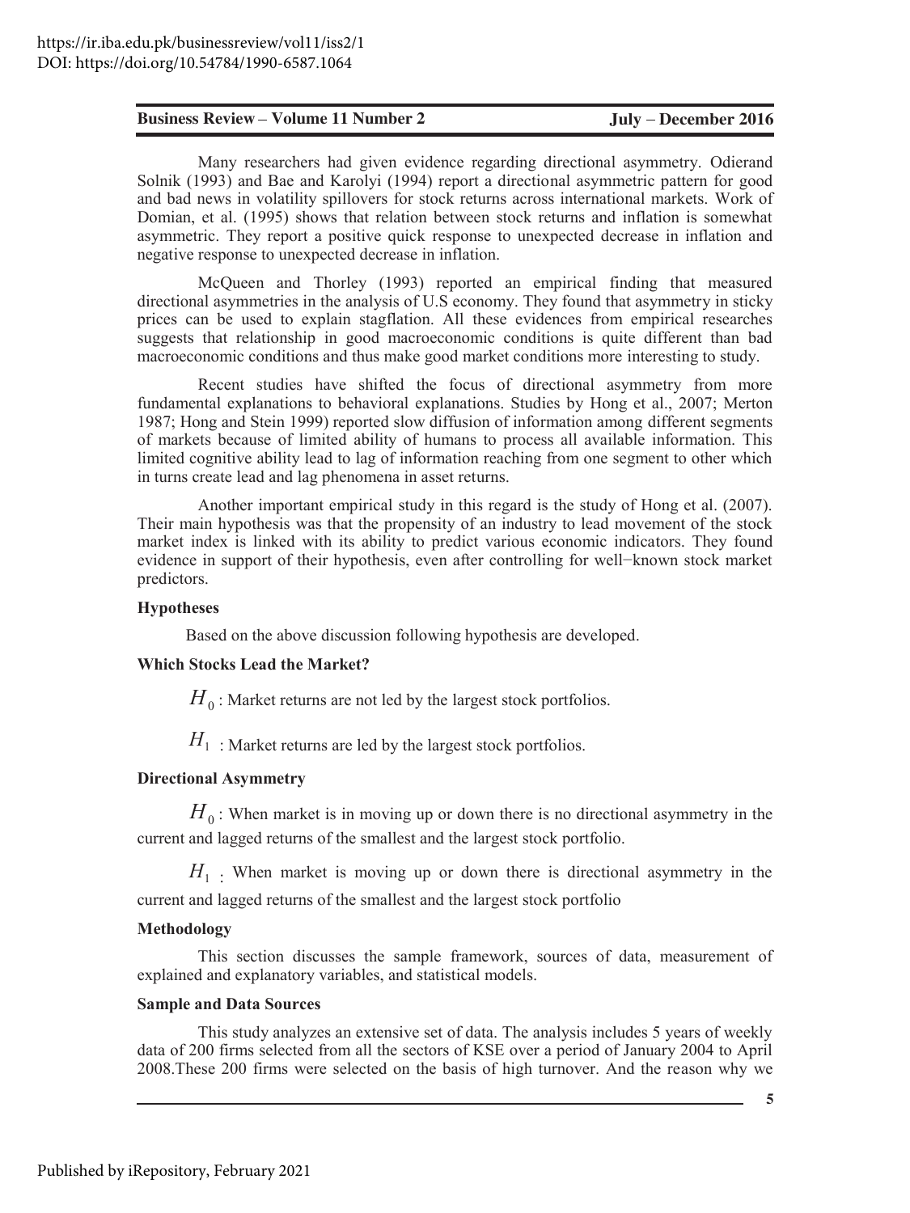Many researchers had given evidence regarding directional asymmetry. Odierand Solnik (1993) and Bae and Karolyi (1994) report a directional asymmetric pattern for good and bad news in volatility spillovers for stock returns across international markets. Work of Domian, et al. (1995) shows that relation between stock returns and inflation is somewhat asymmetric. They report a positive quick response to unexpected decrease in inflation and negative response to unexpected decrease in inflation.

McQueen and Thorley (1993) reported an empirical finding that measured directional asymmetries in the analysis of U.S economy. They found that asymmetry in sticky prices can be used to explain stagflation. All these evidences from empirical researches suggests that relationship in good macroeconomic conditions is quite different than bad macroeconomic conditions and thus make good market conditions more interesting to study.

Recent studies have shifted the focus of directional asymmetry from more fundamental explanations to behavioral explanations. Studies by Hong et al., 2007; Merton 1987; Hong and Stein 1999) reported slow diffusion of information among different segments of markets because of limited ability of humans to process all available information. This limited cognitive ability lead to lag of information reaching from one segment to other which in turns create lead and lag phenomena in asset returns.

Another important empirical study in this regard is the study of Hong et al. (2007). Their main hypothesis was that the propensity of an industry to lead movement of the stock market index is linked with its ability to predict various economic indicators. They found evidence in support of their hypothesis, even after controlling for well−known stock market predictors.

### Hypotheses

Based on the above discussion following hypothesis are developed.

### Which Stocks Lead the Market?

$H_0$ : Market returns are not led by the largest stock portfolios.

$H_1$ : Market returns are led by the largest stock portfolios.

### Directional Asymmetry

$H_0$ : When market is in moving up or down there is no directional asymmetry in the current and lagged returns of the smallest and the largest stock portfolio.

$H_1$ : When market is moving up or down there is directional asymmetry in the current and lagged returns of the smallest and the largest stock portfolio

## Methodology

This section discusses the sample framework, sources of data, measurement of explained and explanatory variables, and statistical models.

### Sample and Data Sources

This study analyzes an extensive set of data. The analysis includes 5 years of weekly data of 200 firms selected from all the sectors of KSE over a period of January 2004 to April 2008.These 200 firms were selected on the basis of high turnover. And the reason why we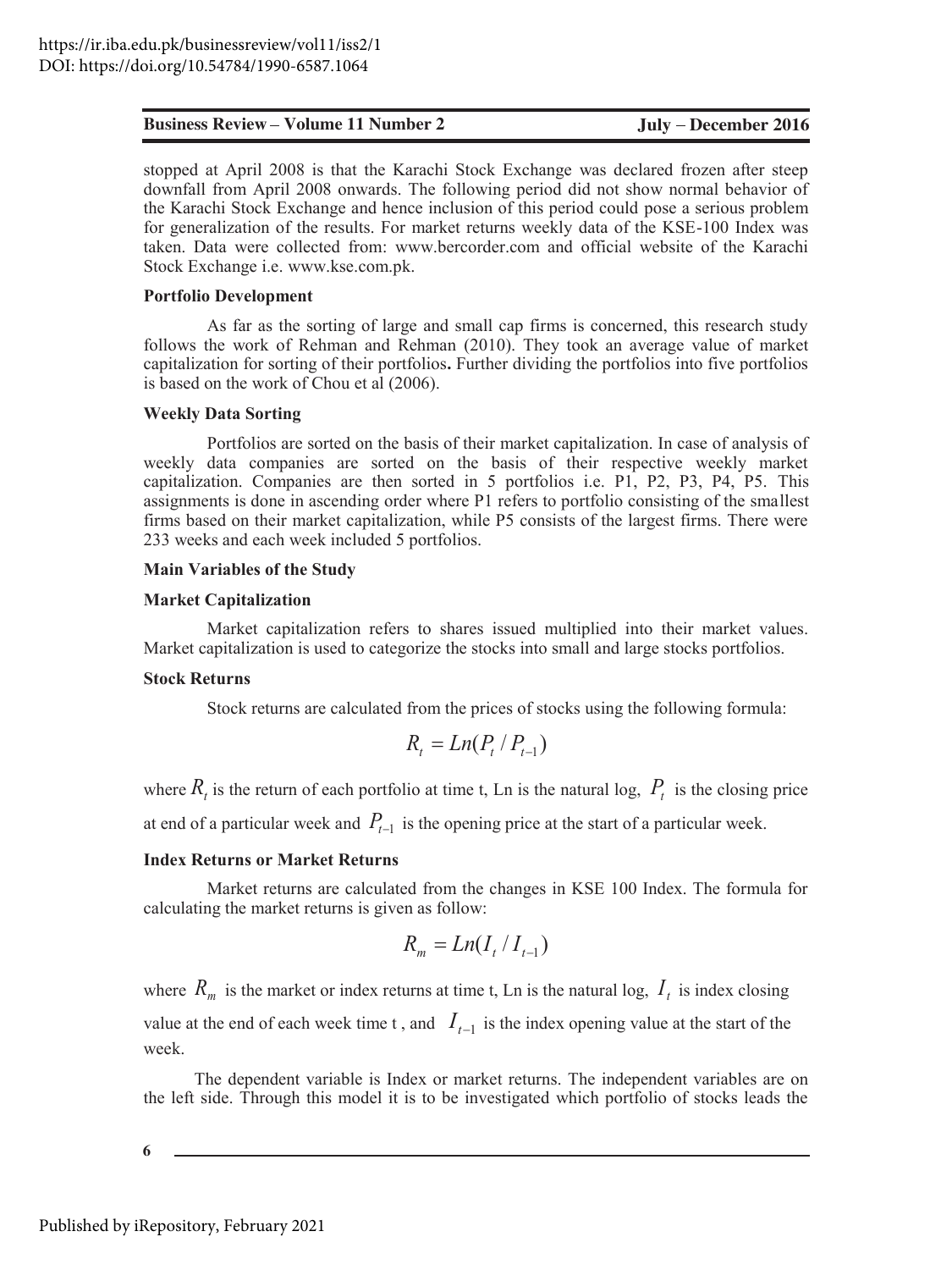stopped at April 2008 is that the Karachi Stock Exchange was declared frozen after steep downfall from April 2008 onwards. The following period did not show normal behavior of the Karachi Stock Exchange and hence inclusion of this period could pose a serious problem for generalization of the results. For market returns weekly data of the KSE-100 Index was taken. Data were collected from: www.bercorder.com and official website of the Karachi Stock Exchange i.e. www.kse.com.pk.

**Portfolio Development**

As far as the sorting of large and small cap firms is concerned, this research study follows the work of Rehman and Rehman (2010). They took an average value of market capitalization for sorting of their portfolios**.** Further dividing the portfolios into five portfolios is based on the work of Chou et al (2006).

**Weekly Data Sorting**

Portfolios are sorted on the basis of their market capitalization. In case of analysis of weekly data companies are sorted on the basis of their respective weekly market capitalization. Companies are then sorted in 5 portfolios i.e. P1, P2, P3, P4, P5. This assignments is done in ascending order where P1 refers to portfolio consisting of the smallest firms based on their market capitalization, while P5 consists of the largest firms. There were 233 weeks and each week included 5 portfolios.

**Main Variables of the Study**

**Market Capitalization**

Market capitalization refers to shares issued multiplied into their market values. Market capitalization is used to categorize the stocks into small and large stocks portfolios.

**Stock Returns**

Stock returns are calculated from the prices of stocks using the following formula:

$$R_t = Ln(P_t / P_{t-1})$$

where $R_t$ is the return of each portfolio at time t, Ln is the natural log, $P_t$ is the closing price at end of a particular week and $P_{t-1}$ is the opening price at the start of a particular week.

**Index Returns or Market Returns**

Market returns are calculated from the changes in KSE 100 Index. The formula for calculating the market returns is given as follow:

$$R_m = Ln(I_t / I_{t-1})$$

where $R_m$ is the market or index returns at time t, Ln is the natural log, $I_t$ is index closing value at the end of each week time t , and $I_{t-1}$ is the index opening value at the start of the week.

The dependent variable is Index or market returns. The independent variables are on the left side. Through this model it is to be investigated which portfolio of stocks leads the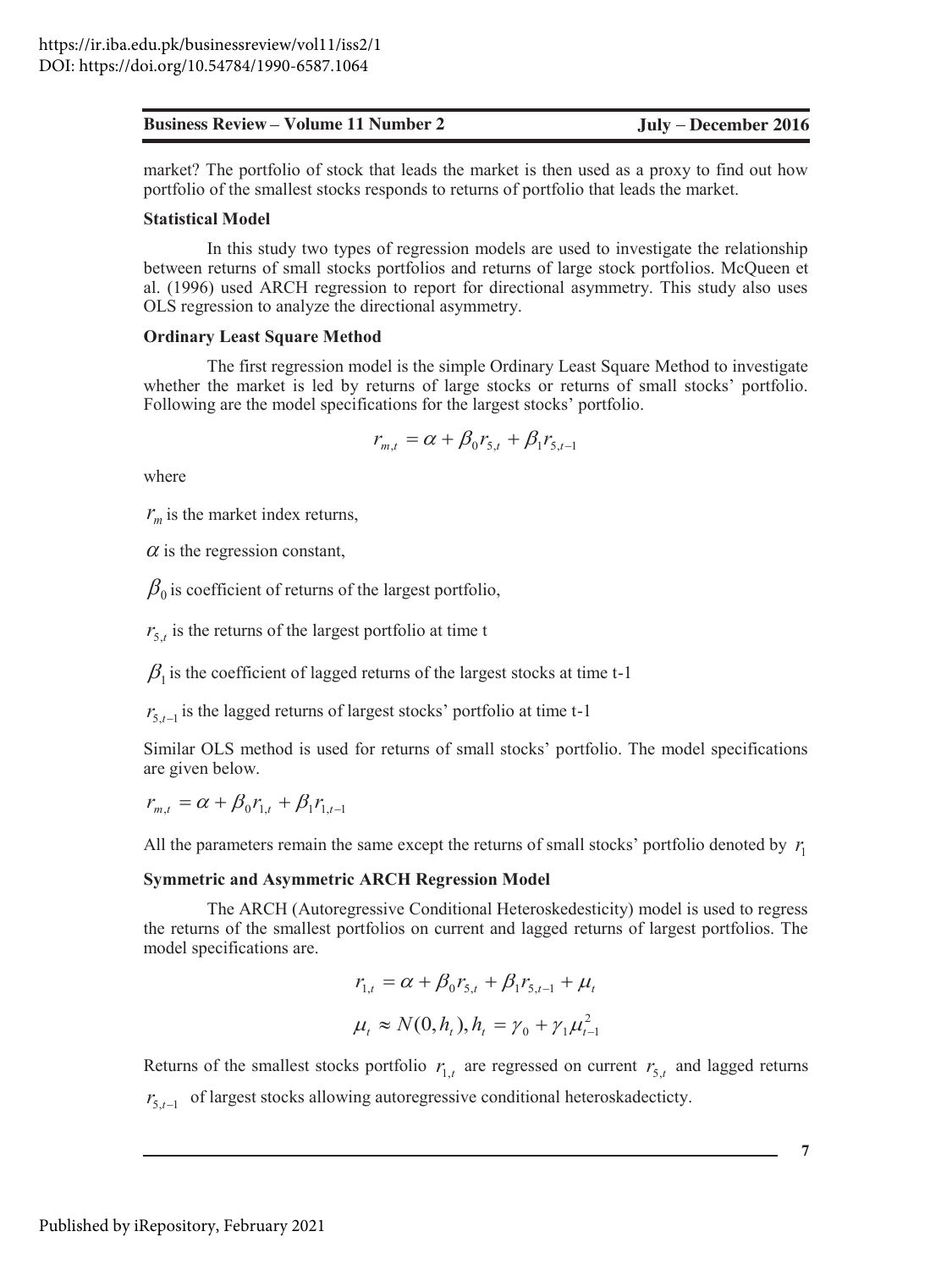market? The portfolio of stock that leads the market is then used as a proxy to find out how portfolio of the smallest stocks responds to returns of portfolio that leads the market.

### Statistical Model

In this study two types of regression models are used to investigate the relationship between returns of small stocks portfolios and returns of large stock portfolios. McQueen et al. (1996) used ARCH regression to report for directional asymmetry. This study also uses OLS regression to analyze the directional asymmetry.

### Ordinary Least Square Method

The first regression model is the simple Ordinary Least Square Method to investigate whether the market is led by returns of large stocks or returns of small stocks' portfolio. Following are the model specifications for the largest stocks' portfolio.

$$r_{m,t} = \alpha + \beta_0 r_{5,t} + \beta_1 r_{5,t-1}$$

where

$r_m$ is the market index returns,

$\alpha$ is the regression constant,

$\beta_0$ is coefficient of returns of the largest portfolio,

$r_{5,t}$ is the returns of the largest portfolio at time t

$\beta_1$ is the coefficient of lagged returns of the largest stocks at time t-1

$r_{5,t-1}$ is the lagged returns of largest stocks' portfolio at time t-1

Similar OLS method is used for returns of small stocks' portfolio. The model specifications are given below.

$$r_{m,t} = \alpha + \beta_0 r_{1,t} + \beta_1 r_{1,t-1}$$

All the parameters remain the same except the returns of small stocks' portfolio denoted by $r_1$

### Symmetric and Asymmetric ARCH Regression Model

The ARCH (Autoregressive Conditional Heteroskedesticity) model is used to regress the returns of the smallest portfolios on current and lagged returns of largest portfolios. The model specifications are.

$$r_{1,t} = \alpha + \beta_0 r_{5,t} + \beta_1 r_{5,t-1} + \mu_t$$

$$\mu_t \approx N(0, h_t), h_t = \gamma_0 + \gamma_1 \mu_{t-1}^2$$

Returns of the smallest stocks portfolio $r_{1,t}$ are regressed on current $r_{5,t}$ and lagged returns $r_{5,t-1}$ of largest stocks allowing autoregressive conditional heteroskadecticty.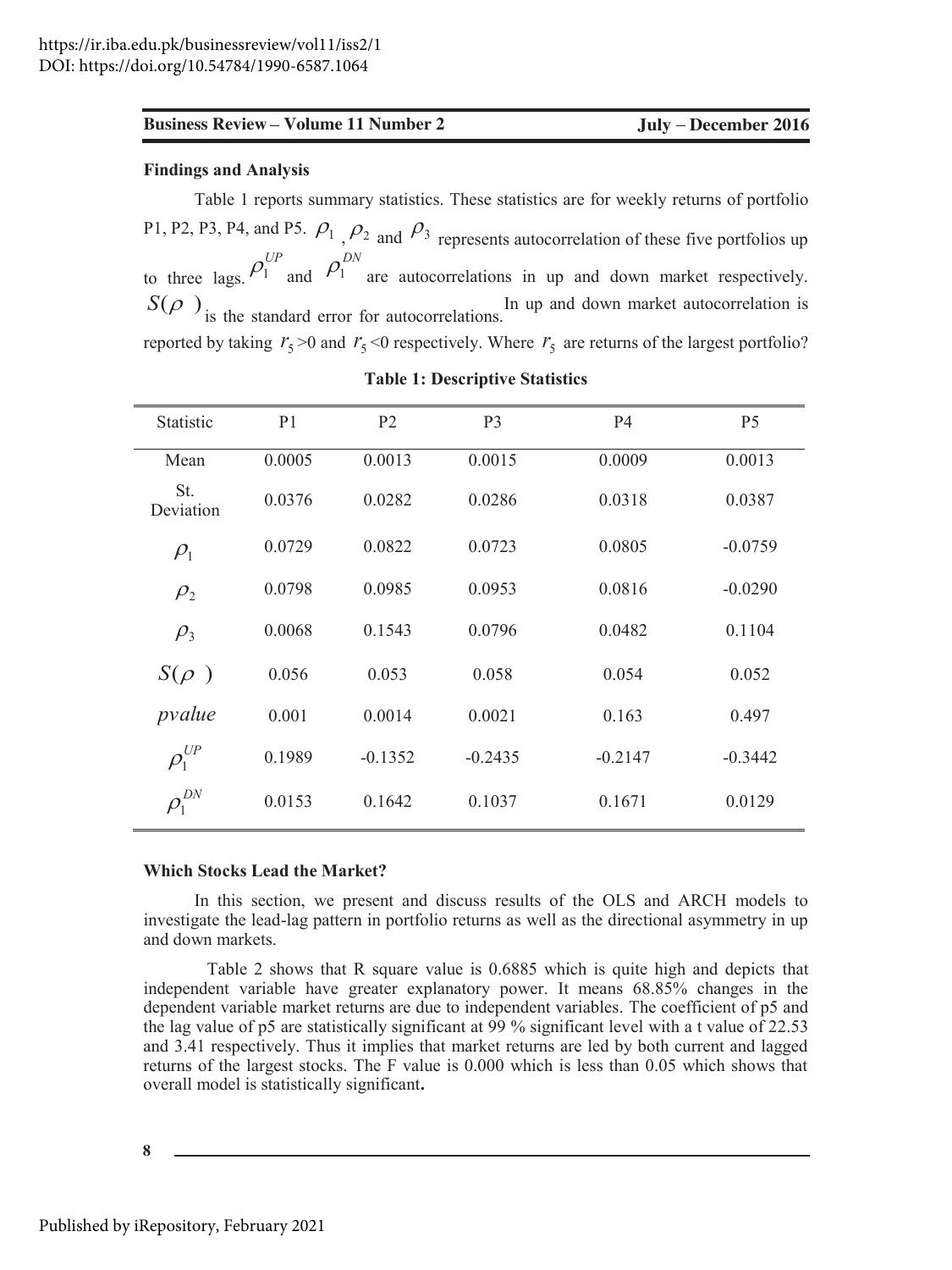### Findings and Analysis

Table 1 reports summary statistics. These statistics are for weekly returns of portfolio P1, P2, P3, P4, and P5. $\rho_1$ , $\rho_2$ and $\rho_3$ represents autocorrelation of these five portfolios up to three lags. $\rho_1^{UP}$ and $\rho_1^{DN}$ are autocorrelations in up and down market respectively. $S(\rho)$ is the standard error for autocorrelations. In up and down market autocorrelation is reported by taking $r_5$>0 and $r_5$<0 respectively. Where $r_5$ are returns of the largest portfolio?

**Table 1: Descriptive Statistics**

| Statistic | P1 | P2 | P3 | P4 | P5 |
|---|---|---|---|---|---|
| Mean | 0.0005 | 0.0013 | 0.0015 | 0.0009 | 0.0013 |
| St. Deviation | 0.0376 | 0.0282 | 0.0286 | 0.0318 | 0.0387 |
| $\rho_1$ | 0.0729 | 0.0822 | 0.0723 | 0.0805 | -0.0759 |
| $\rho_2$ | 0.0798 | 0.0985 | 0.0953 | 0.0816 | -0.0290 |
| $\rho_3$ | 0.0068 | 0.1543 | 0.0796 | 0.0482 | 0.1104 |
| $S(\rho)$ | 0.056 | 0.053 | 0.058 | 0.054 | 0.052 |
| *pvalue* | 0.001 | 0.0014 | 0.0021 | 0.163 | 0.497 |
| $\rho_1^{UP}$ | 0.1989 | -0.1352 | -0.2435 | -0.2147 | -0.3442 |
| $\rho_1^{DN}$ | 0.0153 | 0.1642 | 0.1037 | 0.1671 | 0.0129 |

### Which Stocks Lead the Market?

In this section, we present and discuss results of the OLS and ARCH models to investigate the lead-lag pattern in portfolio returns as well as the directional asymmetry in up and down markets.

Table 2 shows that R square value is 0.6885 which is quite high and depicts that independent variable have greater explanatory power. It means 68.85% changes in the dependent variable market returns are due to independent variables. The coefficient of p5 and the lag value of p5 are statistically significant at 99 % significant level with a t value of 22.53 and 3.41 respectively. Thus it implies that market returns are led by both current and lagged returns of the largest stocks. The F value is 0.000 which is less than 0.05 which shows that overall model is statistically significant**.**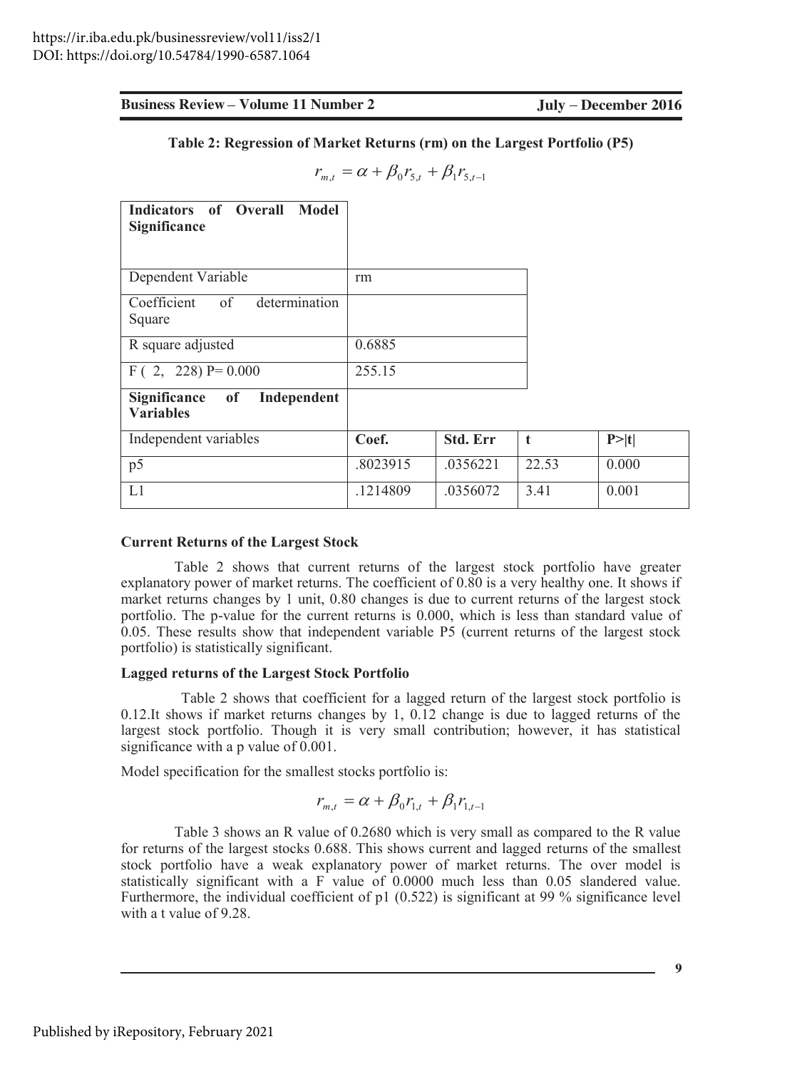**Table 2: Regression of Market Returns (rm) on the Largest Portfolio (P5)**

$$r_{m,t} = \alpha + \beta_0 r_{5,t} + \beta_1 r_{5,t-1}$$

| **Indicators of Overall Model Significance** | | | | |
|---|---|---|---|---|
| Dependent Variable | rm | | | |
| Coefficient of determination Square | | | | |
| R square adjusted | 0.6885 | | | |
| F ( 2, 228) P= 0.000 | 255.15 | | | |
| **Significance of Independent Variables** | | | | |
| Independent variables | **Coef.** | **Std. Err** | **t** | **P>\|t\|** |
| p5 | .8023915 | .0356221 | 22.53 | 0.000 |
| L1 | .1214809 | .0356072 | 3.41 | 0.001 |

**Current Returns of the Largest Stock**

Table 2 shows that current returns of the largest stock portfolio have greater explanatory power of market returns. The coefficient of 0.80 is a very healthy one. It shows if market returns changes by 1 unit, 0.80 changes is due to current returns of the largest stock portfolio. The p-value for the current returns is 0.000, which is less than standard value of 0.05. These results show that independent variable P5 (current returns of the largest stock portfolio) is statistically significant.

**Lagged returns of the Largest Stock Portfolio**

Table 2 shows that coefficient for a lagged return of the largest stock portfolio is 0.12.It shows if market returns changes by 1, 0.12 change is due to lagged returns of the largest stock portfolio. Though it is very small contribution; however, it has statistical significance with a p value of 0.001.

Model specification for the smallest stocks portfolio is:

$$r_{m,t} = \alpha + \beta_0 r_{1,t} + \beta_1 r_{1,t-1}$$

Table 3 shows an R value of 0.2680 which is very small as compared to the R value for returns of the largest stocks 0.688. This shows current and lagged returns of the smallest stock portfolio have a weak explanatory power of market returns. The over model is statistically significant with a F value of 0.0000 much less than 0.05 slandered value. Furthermore, the individual coefficient of p1 (0.522) is significant at 99 % significance level with a t value of 9.28.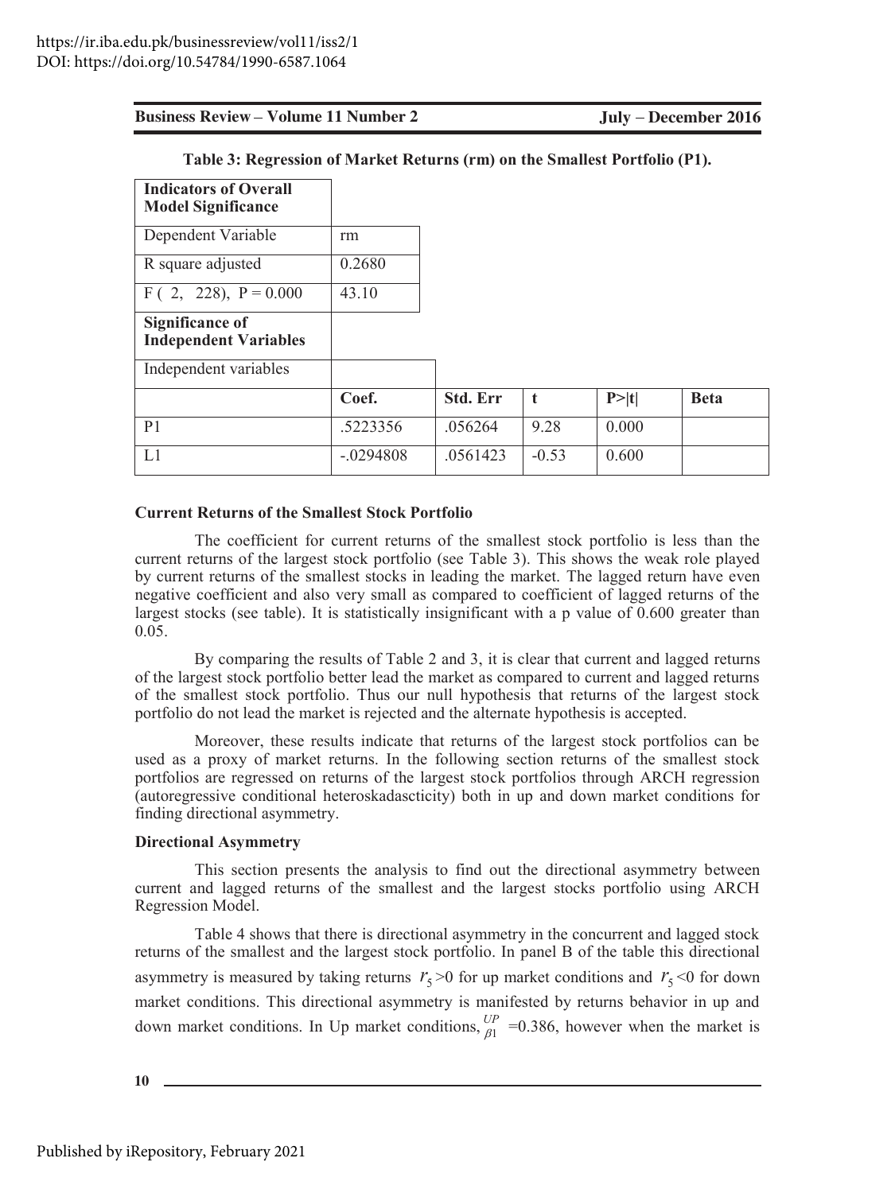**Table 3: Regression of Market Returns (rm) on the Smallest Portfolio (P1).**

| **Indicators of Overall Model Significance** | | | | | |
|---|---|---|---|---|---|
| Dependent Variable | rm | | | | |
| R square adjusted | 0.2680 | | | | |
| F ( 2, 228), P = 0.000 | 43.10 | | | | |
| **Significance of Independent Variables** | | | | | |
| Independent variables | | | | | |
| | **Coef.** | **Std. Err** | **t** | **P>\|t\|** | **Beta** |
| P1 | .5223356 | .056264 | 9.28 | 0.000 | |
| L1 | -.0294808 | .0561423 | -0.53 | 0.600 | |

**Current Returns of the Smallest Stock Portfolio**

The coefficient for current returns of the smallest stock portfolio is less than the current returns of the largest stock portfolio (see Table 3). This shows the weak role played by current returns of the smallest stocks in leading the market. The lagged return have even negative coefficient and also very small as compared to coefficient of lagged returns of the largest stocks (see table). It is statistically insignificant with a p value of 0.600 greater than 0.05.

By comparing the results of Table 2 and 3, it is clear that current and lagged returns of the largest stock portfolio better lead the market as compared to current and lagged returns of the smallest stock portfolio. Thus our null hypothesis that returns of the largest stock portfolio do not lead the market is rejected and the alternate hypothesis is accepted.

Moreover, these results indicate that returns of the largest stock portfolios can be used as a proxy of market returns. In the following section returns of the smallest stock portfolios are regressed on returns of the largest stock portfolios through ARCH regression (autoregressive conditional heteroskadascticity) both in up and down market conditions for finding directional asymmetry.

**Directional Asymmetry**

This section presents the analysis to find out the directional asymmetry between current and lagged returns of the smallest and the largest stocks portfolio using ARCH Regression Model.

Table 4 shows that there is directional asymmetry in the concurrent and lagged stock returns of the smallest and the largest stock portfolio. In panel B of the table this directional asymmetry is measured by taking returns $r_5 > 0$ for up market conditions and $r_5 < 0$ for down market conditions. This directional asymmetry is manifested by returns behavior in up and down market conditions. In Up market conditions, $\beta_1^{UP}$ =0.386, however when the market is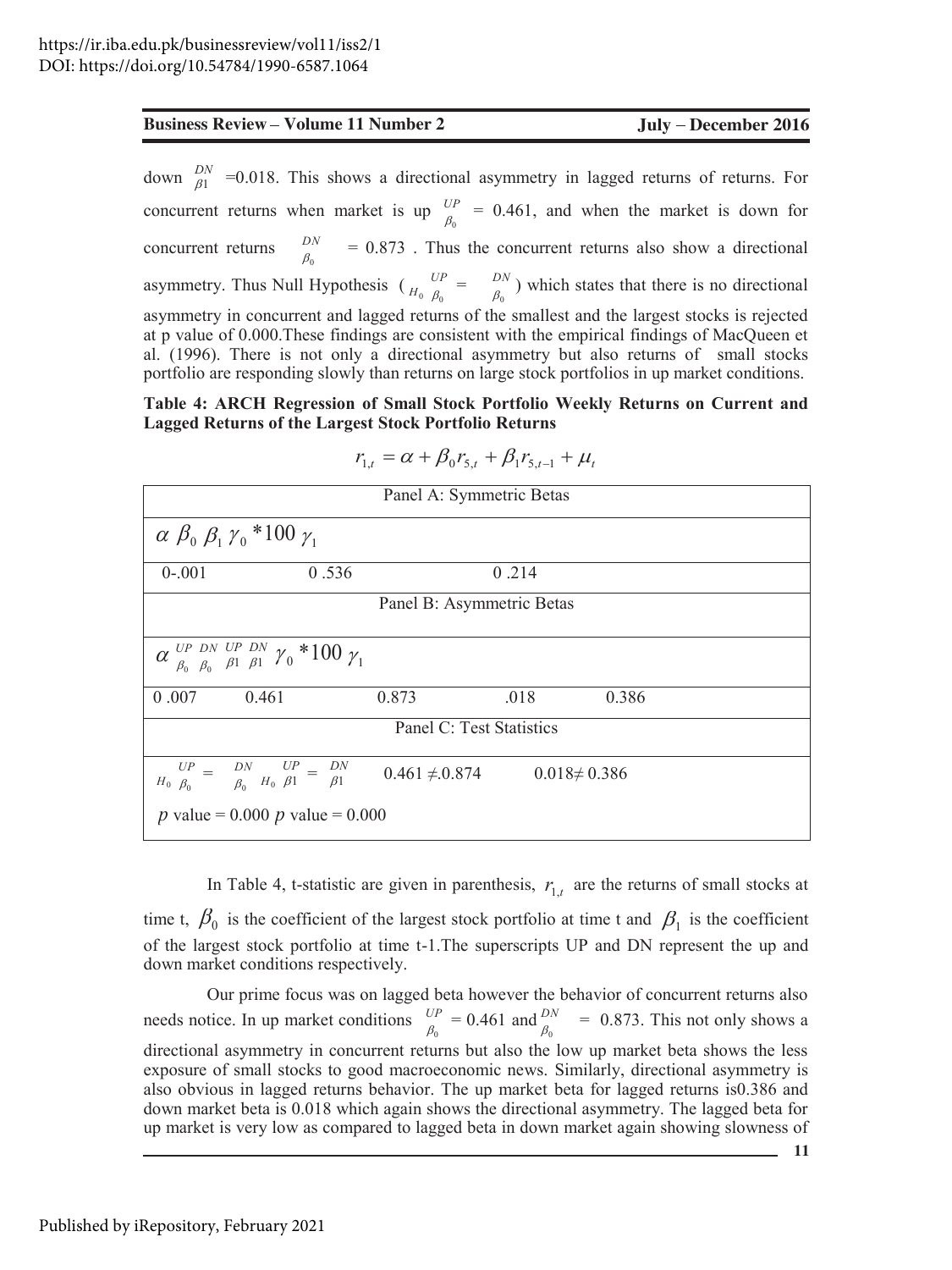down $\beta_1^{DN}$ =0.018. This shows a directional asymmetry in lagged returns of returns. For concurrent returns when market is up $\beta_0^{UP}$ = 0.461, and when the market is down for concurrent returns $\beta_0^{DN}$ = 0.873 . Thus the concurrent returns also show a directional asymmetry. Thus Null Hypothesis ( $H_0\ \beta_0^{UP} = \beta_0^{DN}$ ) which states that there is no directional asymmetry in concurrent and lagged returns of the smallest and the largest stocks is rejected at p value of 0.000.These findings are consistent with the empirical findings of MacQueen et al. (1996). There is not only a directional asymmetry but also returns of small stocks portfolio are responding slowly than returns on large stock portfolios in up market conditions.

**Table 4: ARCH Regression of Small Stock Portfolio Weekly Returns on Current and Lagged Returns of the Largest Stock Portfolio Returns**

$$r_{1,t} = \alpha + \beta_0 r_{5,t} + \beta_1 r_{5,t-1} + \mu_t$$

| Panel A: Symmetric Betas | | | | |
|---|---|---|---|---|
| $\alpha$ $\beta_0$ $\beta_1$ $\gamma_0$ *100 $\gamma_1$ | | | | |
| 0-.001 | 0 .536 | 0 .214 | | |
| **Panel B: Asymmetric Betas** | | | | |
| $\alpha$ $\beta_0^{UP}$ $\beta_0^{DN}$ $\beta_1^{UP}$ $\beta_1^{DN}$ $\gamma_0$ *100 $\gamma_1$ | | | | |
| 0 .007 | 0.461 | 0.873 | .018 | 0.386 |
| **Panel C: Test Statistics** | | | | |
| $H_0\ \beta_0^{UP} = \beta_0^{DN}$ $H_0\ \beta_1^{UP} = \beta_1^{DN}$ | $0.461 \neq 0.874$ | $0.018 \neq 0.386$ | | |
| $p$ value = 0.000 $p$ value = 0.000 | | | | |

In Table 4, t-statistic are given in parenthesis, $r_{1,t}$ are the returns of small stocks at time t, $\beta_0$ is the coefficient of the largest stock portfolio at time t and $\beta_1$ is the coefficient of the largest stock portfolio at time t-1.The superscripts UP and DN represent the up and down market conditions respectively.

Our prime focus was on lagged beta however the behavior of concurrent returns also needs notice. In up market conditions $\beta_0^{UP}$ = 0.461 and $\beta_0^{DN}$ = 0.873. This not only shows a directional asymmetry in concurrent returns but also the low up market beta shows the less exposure of small stocks to good macroeconomic news. Similarly, directional asymmetry is also obvious in lagged returns behavior. The up market beta for lagged returns is0.386 and down market beta is 0.018 which again shows the directional asymmetry. The lagged beta for up market is very low as compared to lagged beta in down market again showing slowness of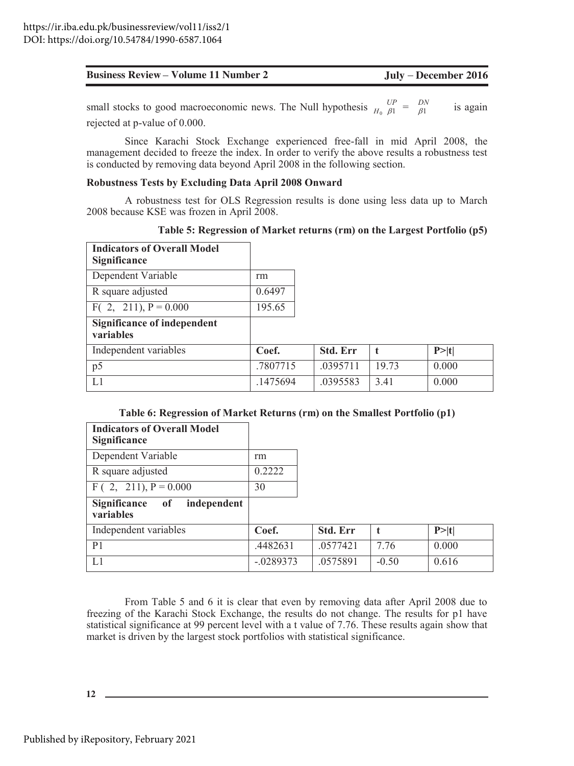small stocks to good macroeconomic news. The Null hypothesis $H_0\ \beta1^{UP} = \beta1^{DN}$ is again rejected at p-value of 0.000.

Since Karachi Stock Exchange experienced free-fall in mid April 2008, the management decided to freeze the index. In order to verify the above results a robustness test is conducted by removing data beyond April 2008 in the following section.

**Robustness Tests by Excluding Data April 2008 Onward**

A robustness test for OLS Regression results is done using less data up to March 2008 because KSE was frozen in April 2008.

**Table 5: Regression of Market returns (rm) on the Largest Portfolio (p5)**

| **Indicators of Overall Model Significance** | | | | |
|---|---|---|---|---|
| Dependent Variable | rm | | | |
| R square adjusted | 0.6497 | | | |
| F( 2, 211), P = 0.000 | 195.65 | | | |
| **Significance of independent variables** | | | | |
| Independent variables | **Coef.** | **Std. Err** | **t** | **P>\|t\|** |
| p5 | .7807715 | .0395711 | 19.73 | 0.000 |
| L1 | .1475694 | .0395583 | 3.41 | 0.000 |

**Table 6: Regression of Market Returns (rm) on the Smallest Portfolio (p1)**

| **Indicators of Overall Model Significance** | | | | |
|---|---|---|---|---|
| Dependent Variable | rm | | | |
| R square adjusted | 0.2222 | | | |
| F ( 2, 211), P = 0.000 | 30 | | | |
| **Significance of independent variables** | | | | |
| Independent variables | **Coef.** | **Std. Err** | **t** | **P>\|t\|** |
| P1 | .4482631 | .0577421 | 7.76 | 0.000 |
| L1 | -.0289373 | .0575891 | -0.50 | 0.616 |

From Table 5 and 6 it is clear that even by removing data after April 2008 due to freezing of the Karachi Stock Exchange, the results do not change. The results for p1 have statistical significance at 99 percent level with a t value of 7.76. These results again show that market is driven by the largest stock portfolios with statistical significance.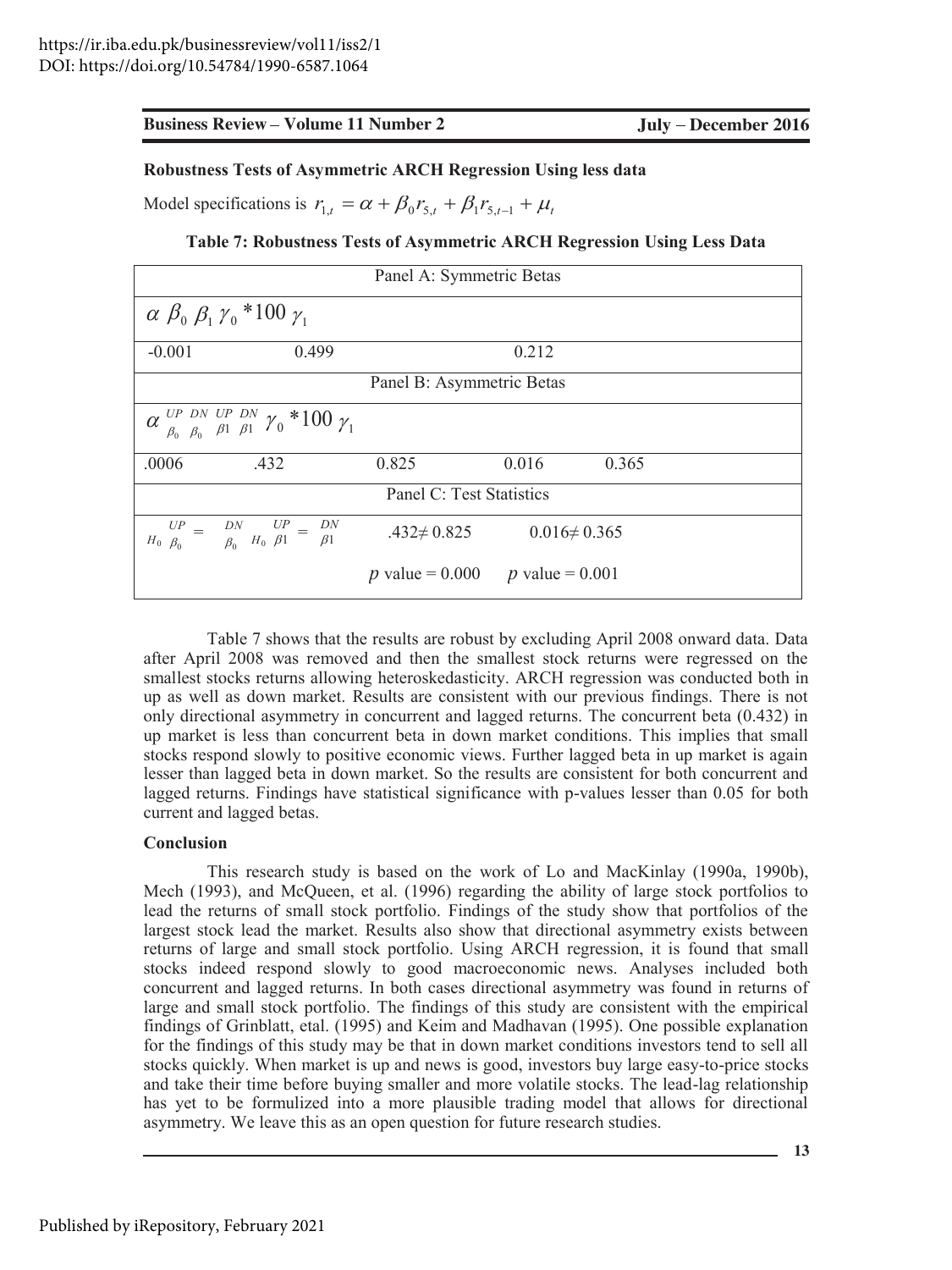**Robustness Tests of Asymmetric ARCH Regression Using less data**

Model specifications is $r_{1,t} = \alpha + \beta_0 r_{5,t} + \beta_1 r_{5,t-1} + \mu_t$

**Table 7: Robustness Tests of Asymmetric ARCH Regression Using Less Data**

| Panel A: Symmetric Betas | | | | |
|---|---|---|---|---|
| $\alpha$ $\beta_0$ $\beta_1$ $\gamma_0$ *100 $\gamma_1$ | | | | |
| -0.001 | 0.499 | | 0.212 | |
| Panel B: Asymmetric Betas | | | | |
| $\alpha$ $\beta_0^{UP}$ $\beta_0^{DN}$ $\beta 1^{UP}$ $\beta 1^{DN}$ $\gamma_0$ *100 $\gamma_1$ | | | | |
| .0006 | .432 | 0.825 | 0.016 | 0.365 |
| Panel C: Test Statistics | | | | |
| $H_0\ \beta_0^{UP} = \beta_0^{DN}$ $H_0\ \beta 1^{UP} = \beta 1^{DN}$ | | $.432 \neq 0.825$ | $0.016 \neq 0.365$ | |
| | | $p$ value = 0.000 | $p$ value = 0.001 | |

Table 7 shows that the results are robust by excluding April 2008 onward data. Data after April 2008 was removed and then the smallest stock returns were regressed on the smallest stocks returns allowing heteroskedasticity. ARCH regression was conducted both in up as well as down market. Results are consistent with our previous findings. There is not only directional asymmetry in concurrent and lagged returns. The concurrent beta (0.432) in up market is less than concurrent beta in down market conditions. This implies that small stocks respond slowly to positive economic views. Further lagged beta in up market is again lesser than lagged beta in down market. So the results are consistent for both concurrent and lagged returns. Findings have statistical significance with p-values lesser than 0.05 for both current and lagged betas.

**Conclusion**

This research study is based on the work of Lo and MacKinlay (1990a, 1990b), Mech (1993), and McQueen, et al. (1996) regarding the ability of large stock portfolios to lead the returns of small stock portfolio. Findings of the study show that portfolios of the largest stock lead the market. Results also show that directional asymmetry exists between returns of large and small stock portfolio. Using ARCH regression, it is found that small stocks indeed respond slowly to good macroeconomic news. Analyses included both concurrent and lagged returns. In both cases directional asymmetry was found in returns of large and small stock portfolio. The findings of this study are consistent with the empirical findings of Grinblatt, etal. (1995) and Keim and Madhavan (1995). One possible explanation for the findings of this study may be that in down market conditions investors tend to sell all stocks quickly. When market is up and news is good, investors buy large easy-to-price stocks and take their time before buying smaller and more volatile stocks. The lead-lag relationship has yet to be formulized into a more plausible trading model that allows for directional asymmetry. We leave this as an open question for future research studies.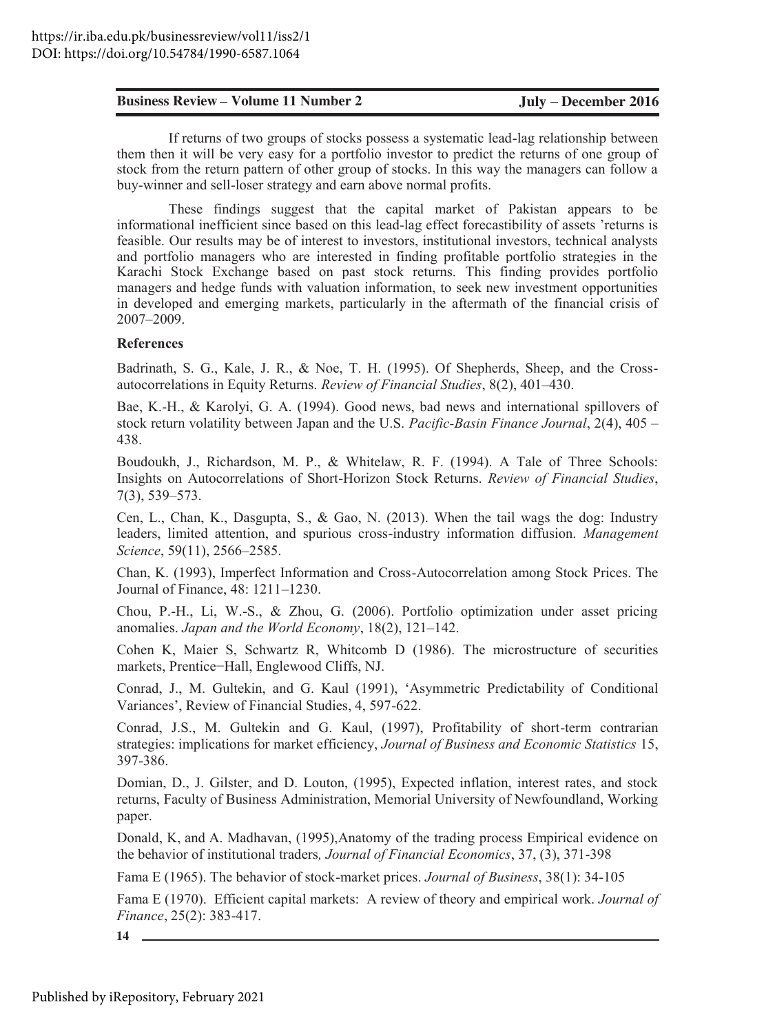If returns of two groups of stocks possess a systematic lead-lag relationship between them then it will be very easy for a portfolio investor to predict the returns of one group of stock from the return pattern of other group of stocks. In this way the managers can follow a buy-winner and sell-loser strategy and earn above normal profits.

These findings suggest that the capital market of Pakistan appears to be informational inefficient since based on this lead-lag effect forecastibility of assets 'returns is feasible. Our results may be of interest to investors, institutional investors, technical analysts and portfolio managers who are interested in finding profitable portfolio strategies in the Karachi Stock Exchange based on past stock returns. This finding provides portfolio managers and hedge funds with valuation information, to seek new investment opportunities in developed and emerging markets, particularly in the aftermath of the financial crisis of 2007–2009.

**References**

Badrinath, S. G., Kale, J. R., & Noe, T. H. (1995). Of Shepherds, Sheep, and the Cross-autocorrelations in Equity Returns. *Review of Financial Studies*, 8(2), 401–430.

Bae, K.-H., & Karolyi, G. A. (1994). Good news, bad news and international spillovers of stock return volatility between Japan and the U.S. *Pacific-Basin Finance Journal*, 2(4), 405 – 438.

Boudoukh, J., Richardson, M. P., & Whitelaw, R. F. (1994). A Tale of Three Schools: Insights on Autocorrelations of Short-Horizon Stock Returns. *Review of Financial Studies*, 7(3), 539–573.

Cen, L., Chan, K., Dasgupta, S., & Gao, N. (2013). When the tail wags the dog: Industry leaders, limited attention, and spurious cross-industry information diffusion. *Management Science*, 59(11), 2566–2585.

Chan, K. (1993), Imperfect Information and Cross-Autocorrelation among Stock Prices. The Journal of Finance, 48: 1211–1230.

Chou, P.-H., Li, W.-S., & Zhou, G. (2006). Portfolio optimization under asset pricing anomalies. *Japan and the World Economy*, 18(2), 121–142.

Cohen K, Maier S, Schwartz R, Whitcomb D (1986). The microstructure of securities markets, Prentice−Hall, Englewood Cliffs, NJ.

Conrad, J., M. Gultekin, and G. Kaul (1991), 'Asymmetric Predictability of Conditional Variances', Review of Financial Studies, 4, 597-622.

Conrad, J.S., M. Gultekin and G. Kaul, (1997), Profitability of short-term contrarian strategies: implications for market efficiency, *Journal of Business and Economic Statistics* 15, 397-386.

Domian, D., J. Gilster, and D. Louton, (1995), Expected inflation, interest rates, and stock returns, Faculty of Business Administration, Memorial University of Newfoundland, Working paper.

Donald, K, and A. Madhavan, (1995),Anatomy of the trading process Empirical evidence on the behavior of institutional traders*, Journal of Financial Economics*, 37, (3), 371-398

Fama E (1965). The behavior of stock-market prices. *Journal of Business*, 38(1): 34-105

Fama E (1970). Efficient capital markets: A review of theory and empirical work. *Journal of Finance*, 25(2): 383-417.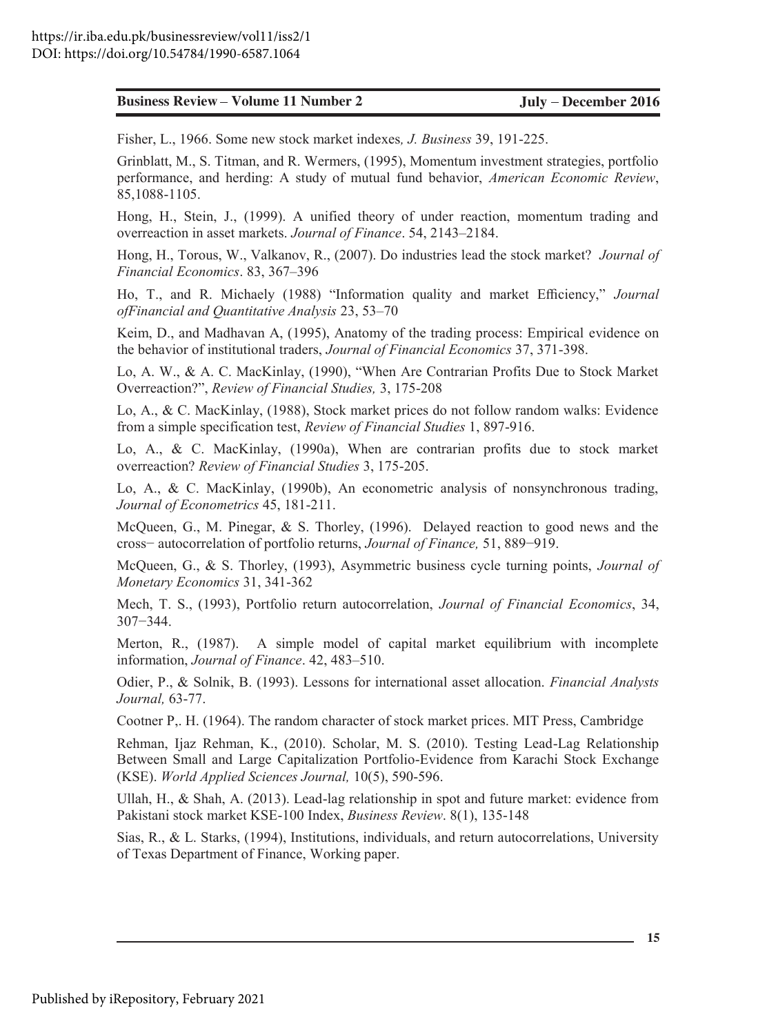Fisher, L., 1966. Some new stock market indexes*, J. Business* 39, 191-225.

Grinblatt, M., S. Titman, and R. Wermers, (1995), Momentum investment strategies, portfolio performance, and herding: A study of mutual fund behavior, *American Economic Review*, 85,1088-1105.

Hong, H., Stein, J., (1999). A unified theory of under reaction, momentum trading and overreaction in asset markets. *Journal of Finance*. 54, 2143–2184.

Hong, H., Torous, W., Valkanov, R., (2007). Do industries lead the stock market? *Journal of Financial Economics*. 83, 367–396

Ho, T., and R. Michaely (1988) "Information quality and market Efficiency," *Journal ofFinancial and Quantitative Analysis* 23, 53–70

Keim, D., and Madhavan A, (1995), Anatomy of the trading process: Empirical evidence on the behavior of institutional traders, *Journal of Financial Economics* 37, 371-398.

Lo, A. W., & A. C. MacKinlay, (1990), "When Are Contrarian Profits Due to Stock Market Overreaction?", *Review of Financial Studies,* 3, 175-208

Lo, A., & C. MacKinlay, (1988), Stock market prices do not follow random walks: Evidence from a simple specification test, *Review of Financial Studies* 1, 897-916.

Lo, A., & C. MacKinlay, (1990a), When are contrarian profits due to stock market overreaction? *Review of Financial Studies* 3, 175-205.

Lo, A., & C. MacKinlay, (1990b), An econometric analysis of nonsynchronous trading, *Journal of Econometrics* 45, 181-211.

McQueen, G., M. Pinegar, & S. Thorley, (1996). Delayed reaction to good news and the cross− autocorrelation of portfolio returns, *Journal of Finance,* 51, 889−919.

McQueen, G., & S. Thorley, (1993), Asymmetric business cycle turning points, *Journal of Monetary Economics* 31, 341-362

Mech, T. S., (1993), Portfolio return autocorrelation, *Journal of Financial Economics*, 34, 307−344.

Merton, R., (1987). A simple model of capital market equilibrium with incomplete information, *Journal of Finance*. 42, 483–510.

Odier, P., & Solnik, B. (1993). Lessons for international asset allocation. *Financial Analysts Journal,* 63-77.

Cootner P,. H. (1964). The random character of stock market prices. MIT Press, Cambridge

Rehman, Ijaz Rehman, K., (2010). Scholar, M. S. (2010). Testing Lead-Lag Relationship Between Small and Large Capitalization Portfolio-Evidence from Karachi Stock Exchange (KSE). *World Applied Sciences Journal,* 10(5), 590-596.

Ullah, H., & Shah, A. (2013). Lead-lag relationship in spot and future market: evidence from Pakistani stock market KSE-100 Index, *Business Review*. 8(1), 135-148

Sias, R., & L. Starks, (1994), Institutions, individuals, and return autocorrelations, University of Texas Department of Finance, Working paper.